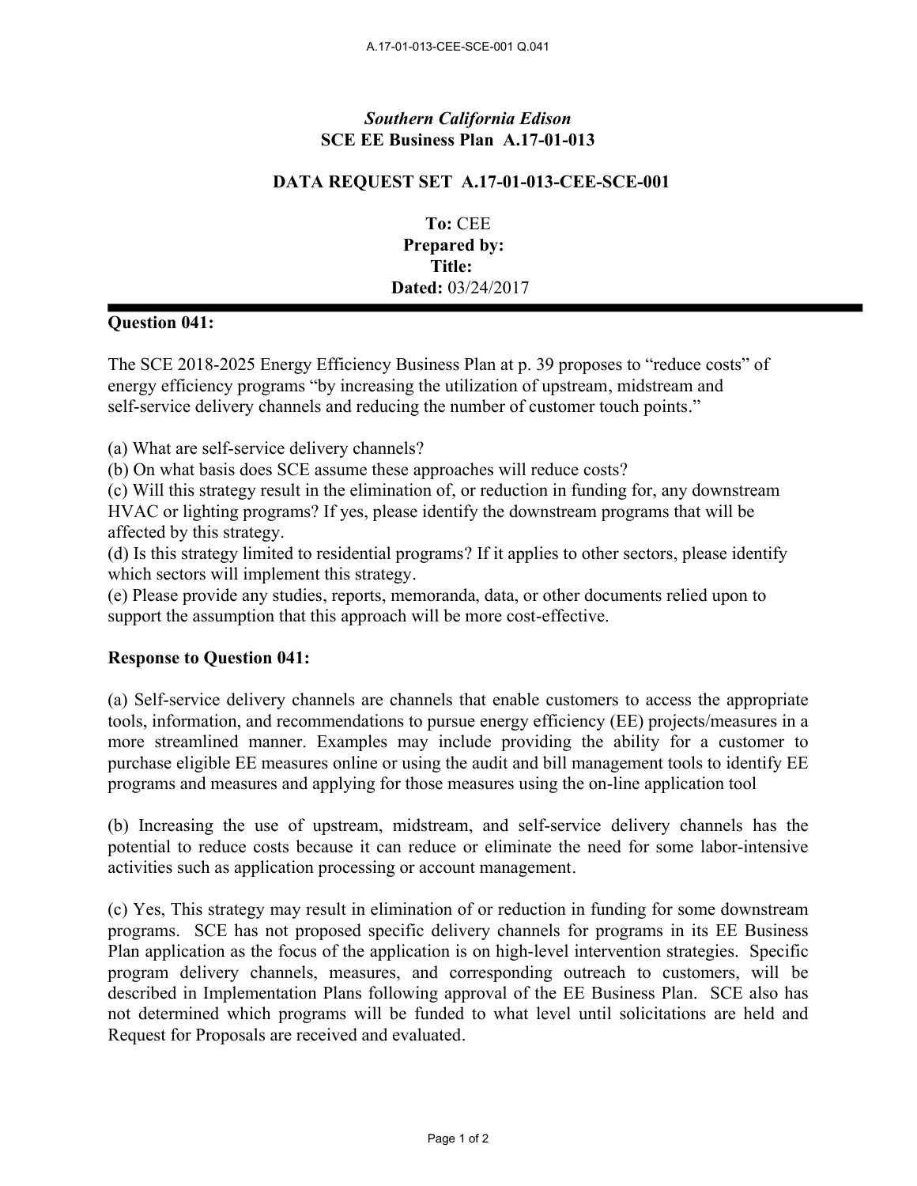A.17-01-013-CEE-SCE-001 Q.041

*Southern California Edison*
**SCE EE Business Plan A.17-01-013**

**DATA REQUEST SET A.17-01-013-CEE-SCE-001**

**To:** CEE
**Prepared by:**
**Title:**
**Dated:** 03/24/2017

---

**Question 041:**

The SCE 2018-2025 Energy Efficiency Business Plan at p. 39 proposes to "reduce costs" of energy efficiency programs "by increasing the utilization of upstream, midstream and self-service delivery channels and reducing the number of customer touch points."

(a) What are self-service delivery channels?
(b) On what basis does SCE assume these approaches will reduce costs?
(c) Will this strategy result in the elimination of, or reduction in funding for, any downstream HVAC or lighting programs? If yes, please identify the downstream programs that will be affected by this strategy.
(d) Is this strategy limited to residential programs? If it applies to other sectors, please identify which sectors will implement this strategy.
(e) Please provide any studies, reports, memoranda, data, or other documents relied upon to support the assumption that this approach will be more cost-effective.

**Response to Question 041:**

(a) Self-service delivery channels are channels that enable customers to access the appropriate tools, information, and recommendations to pursue energy efficiency (EE) projects/measures in a more streamlined manner. Examples may include providing the ability for a customer to purchase eligible EE measures online or using the audit and bill management tools to identify EE programs and measures and applying for those measures using the on-line application tool

(b) Increasing the use of upstream, midstream, and self-service delivery channels has the potential to reduce costs because it can reduce or eliminate the need for some labor-intensive activities such as application processing or account management.

(c) Yes, This strategy may result in elimination of or reduction in funding for some downstream programs. SCE has not proposed specific delivery channels for programs in its EE Business Plan application as the focus of the application is on high-level intervention strategies. Specific program delivery channels, measures, and corresponding outreach to customers, will be described in Implementation Plans following approval of the EE Business Plan. SCE also has not determined which programs will be funded to what level until solicitations are held and Request for Proposals are received and evaluated.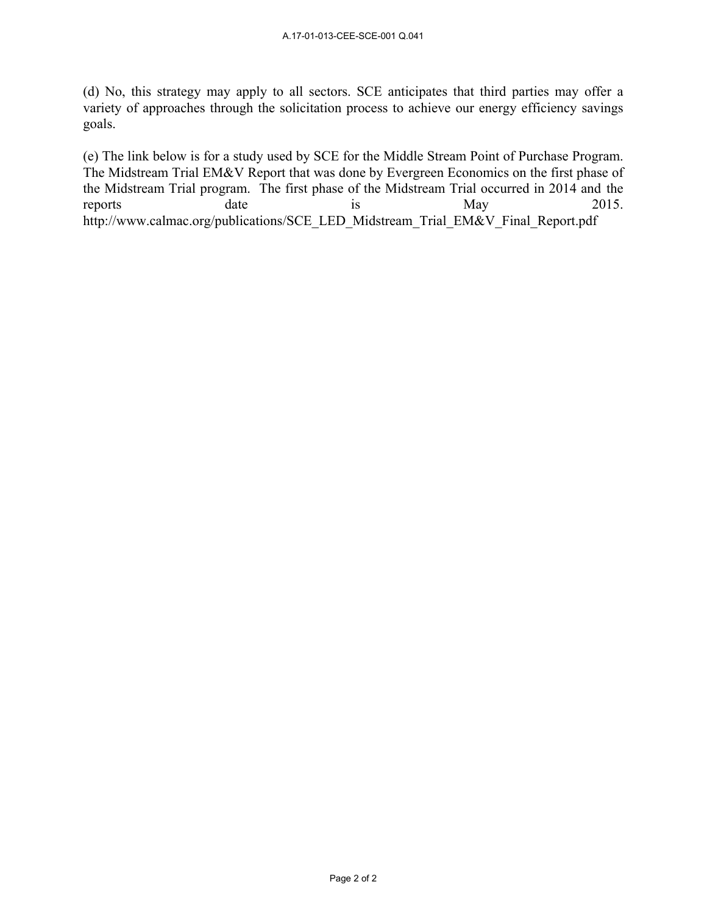(d) No, this strategy may apply to all sectors. SCE anticipates that third parties may offer a variety of approaches through the solicitation process to achieve our energy efficiency savings goals.

(e) The link below is for a study used by SCE for the Middle Stream Point of Purchase Program. The Midstream Trial EM&V Report that was done by Evergreen Economics on the first phase of the Midstream Trial program. The first phase of the Midstream Trial occurred in 2014 and the reports date is May 2015. http://www.calmac.org/publications/SCE_LED_Midstream_Trial_EM&V_Final_Report.pdf